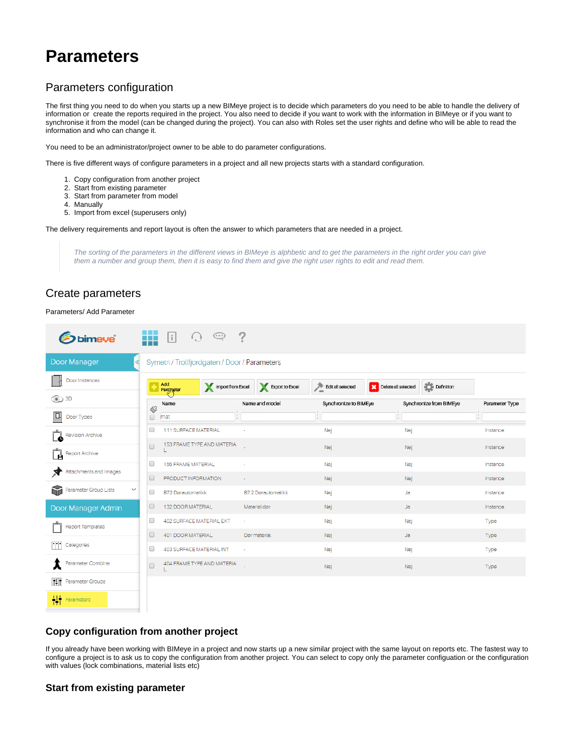# Parameters

## Parameters configuration

The first thing you need to do when you starts up a new BIMeye project is to decide which parameters do you need to be able to handle the delivery of information or create the reports required in the project. You also need to decide if you want to work with the information in BIMeye or if you want to synchronise it from the model (can be changed during the project). You can also with Roles set the user rights and define who will be able to read the information and who can change it.

You need to be an administrator/project owner to be able to do parameter configurations.

There is five different ways of configure parameters in a project and all new projects starts with a standard configuration.

1. Copy configuration from another project
2. Start from existing parameter
3. Start from parameter from model
4. Manually
5. Import from excel (superusers only)

The delivery requirements and report layout is often the answer to which parameters that are needed in a project.

> *The sorting of the parameters in the different views in BIMeye is alphbetic and to get the parameters in the right order you can give them a number and group them, then it is easy to find them and give the right user rights to edit and read them.*

## Create parameters

Parameters/ Add Parameter

### Copy configuration from another project

If you already have been working with BIMeye in a project and now starts up a new similar project with the same layout on reports etc. The fastest way to configure a project is to ask us to copy the configuration from another project. You can select to copy only the parameter configuation or the configuration with values (lock combinations, material lists etc)

### Start from existing parameter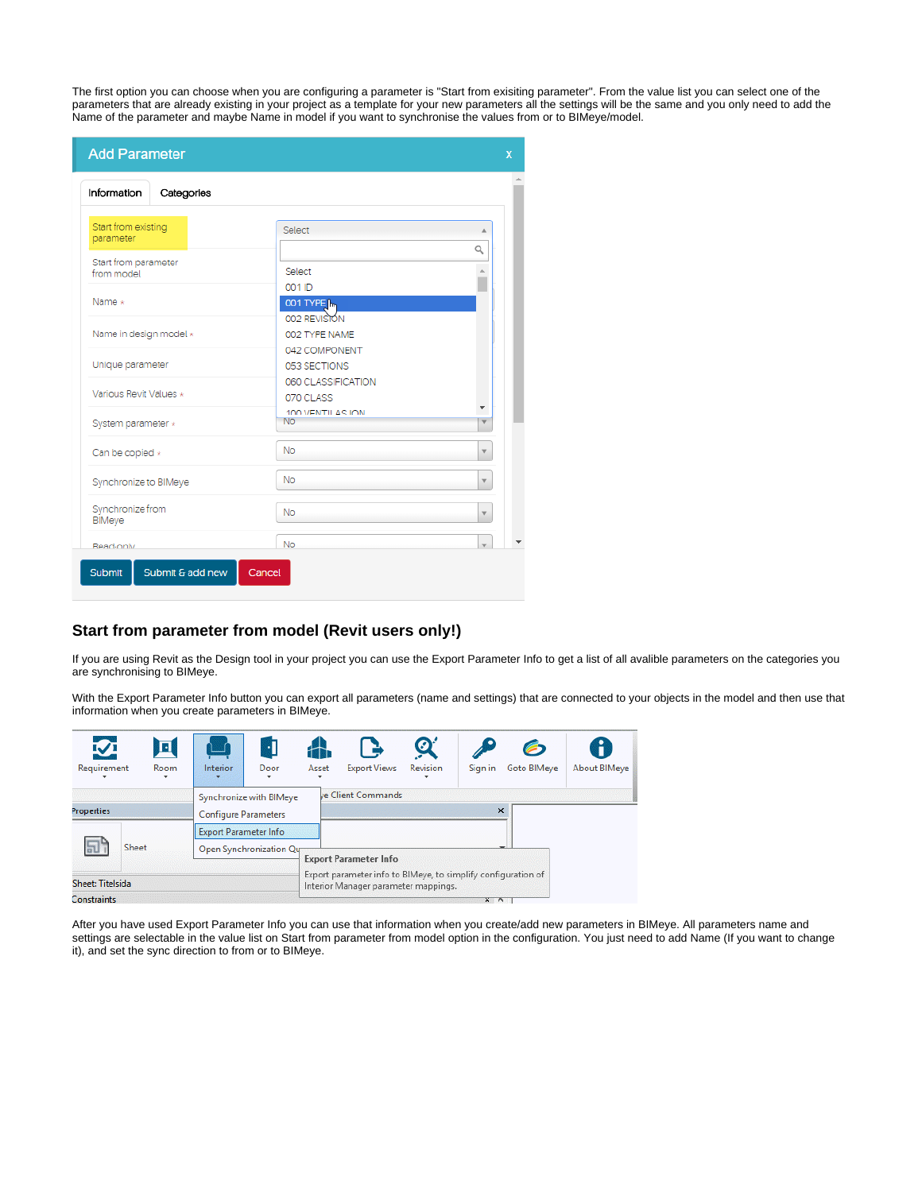The first option you can choose when you are configuring a parameter is "Start from exisiting parameter". From the value list you can select one of the parameters that are already existing in your project as a template for your new parameters all the settings will be the same and you only need to add the Name of the parameter and maybe Name in model if you want to synchronise the values from or to BIMeye/model.

## Start from parameter from model (Revit users only!)

If you are using Revit as the Design tool in your project you can use the Export Parameter Info to get a list of all avalible parameters on the categories you are synchronising to BIMeye.

With the Export Parameter Info button you can export all parameters (name and settings) that are connected to your objects in the model and then use that information when you create parameters in BIMeye.

After you have used Export Parameter Info you can use that information when you create/add new parameters in BIMeye. All parameters name and settings are selectable in the value list on Start from parameter from model option in the configuration. You just need to add Name (If you want to change it), and set the sync direction to from or to BIMeye.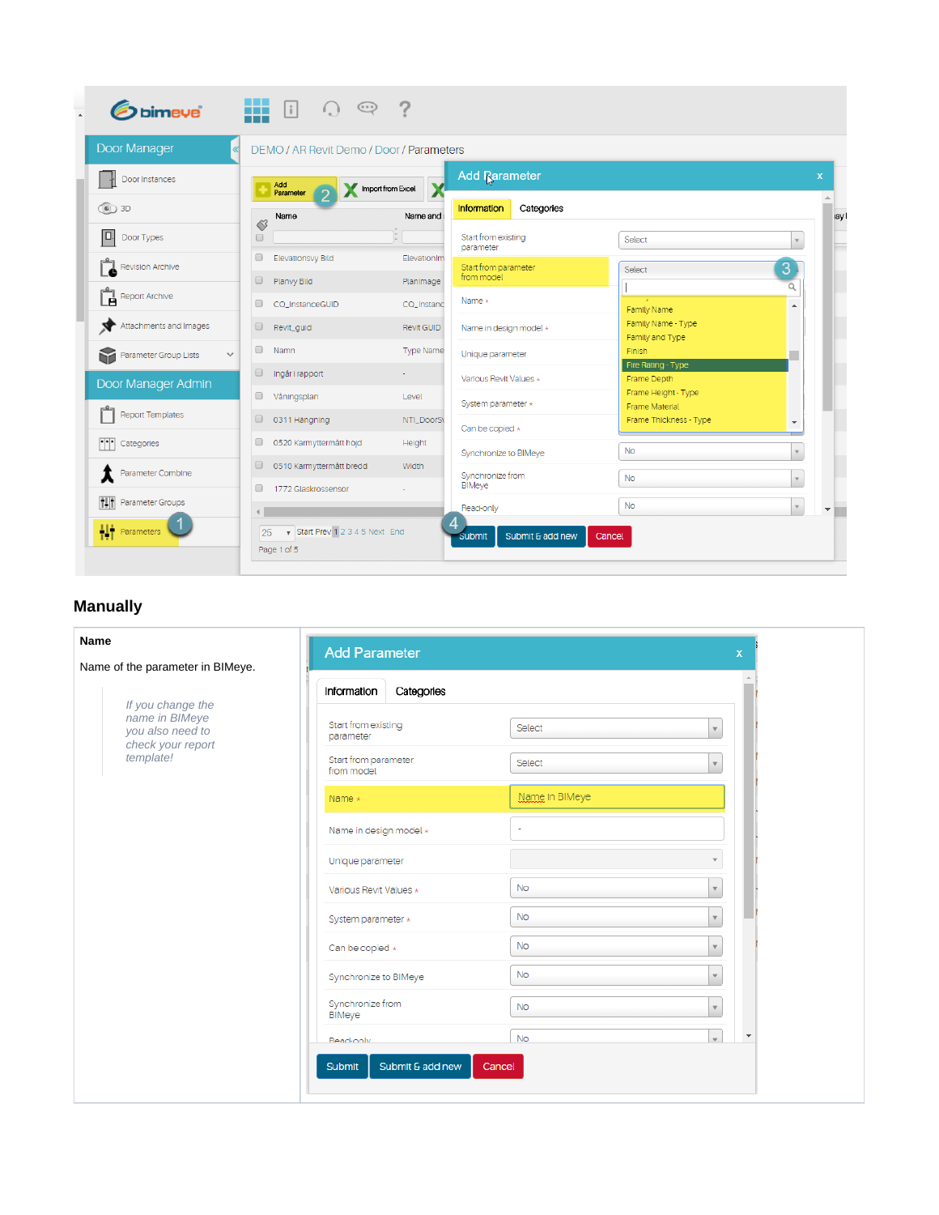## Manually

| Name | |
|---|---|
| **Name**<br><br>Name of the parameter in BIMeye.<br><br>*If you change the name in BIMeye you also need to check your report template!* | |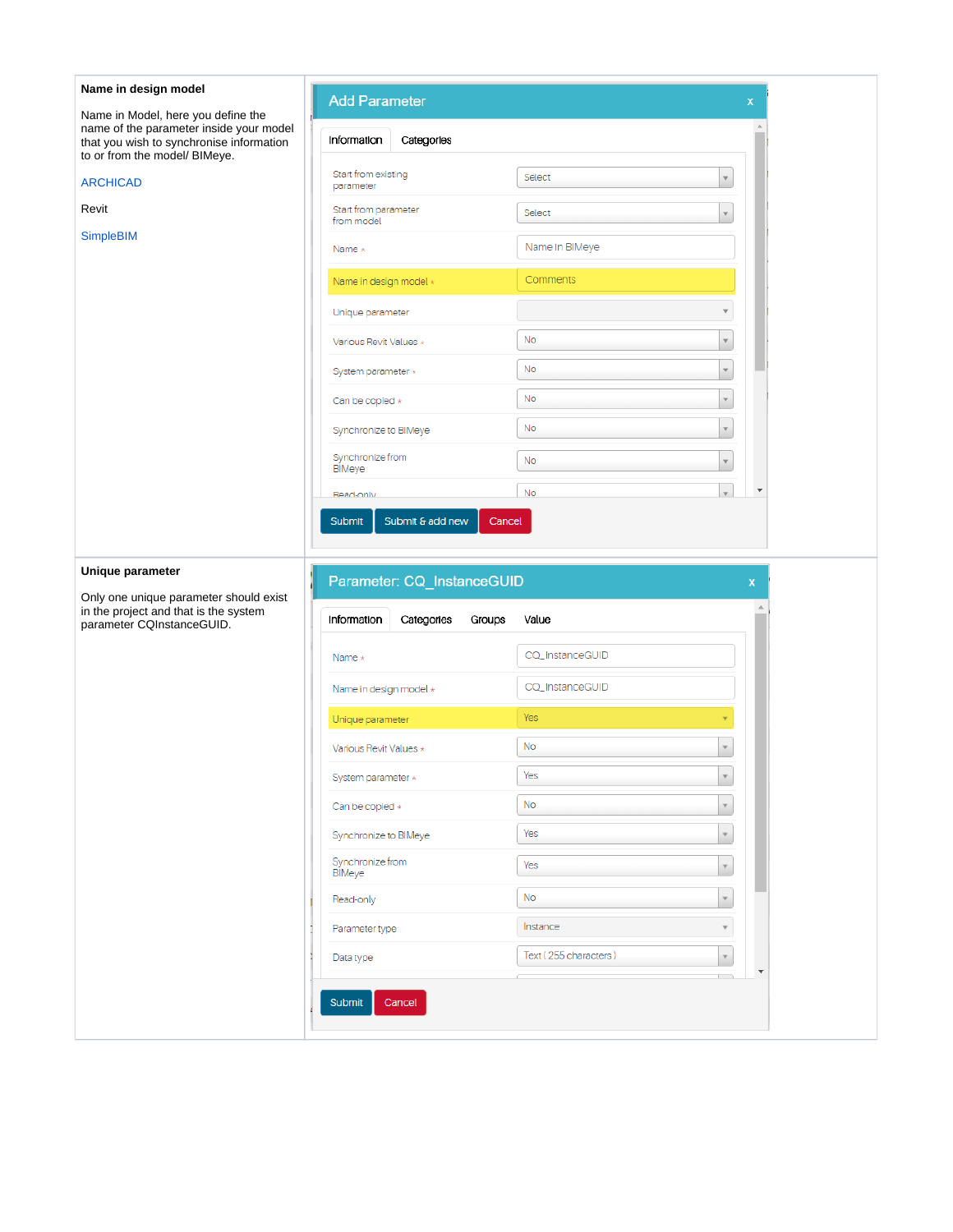| | |
|---|---|
| **Name in design model**<br><br>Name in Model, here you define the name of the parameter inside your model that you wish to synchronise information to or from the model/ BIMeye.<br><br>ARCHICAD<br><br>Revit<br><br>SimpleBIM | Add Parameter<br><br>Information \| Categories<br><br>Start from existing parameter: Select<br>Start from parameter from model: Select<br>Name *: Name in BIMeye<br>Name in design model *: Comments<br>Unique parameter:<br>Various Revit Values *: No<br>System parameter *: No<br>Can be copied *: No<br>Synchronize to BIMeye: No<br>Synchronize from BIMeye: No<br>Read-only: No<br><br>Submit \| Submit & add new \| Cancel |
| **Unique parameter**<br><br>Only one unique parameter should exist in the project and that is the system parameter CQInstanceGUID. | Parameter: CQ_InstanceGUID<br><br>Information \| Categories \| Groups \| Value<br><br>Name *: CQ_InstanceGUID<br>Name in design model *: CQ_InstanceGUID<br>Unique parameter: Yes<br>Various Revit Values *: No<br>System parameter *: Yes<br>Can be copied *: No<br>Synchronize to BIMeye: Yes<br>Synchronize from BIMeye: Yes<br>Read-only: No<br>Parameter type: Instance<br>Data type: Text ( 255 characters )<br><br>Submit \| Cancel |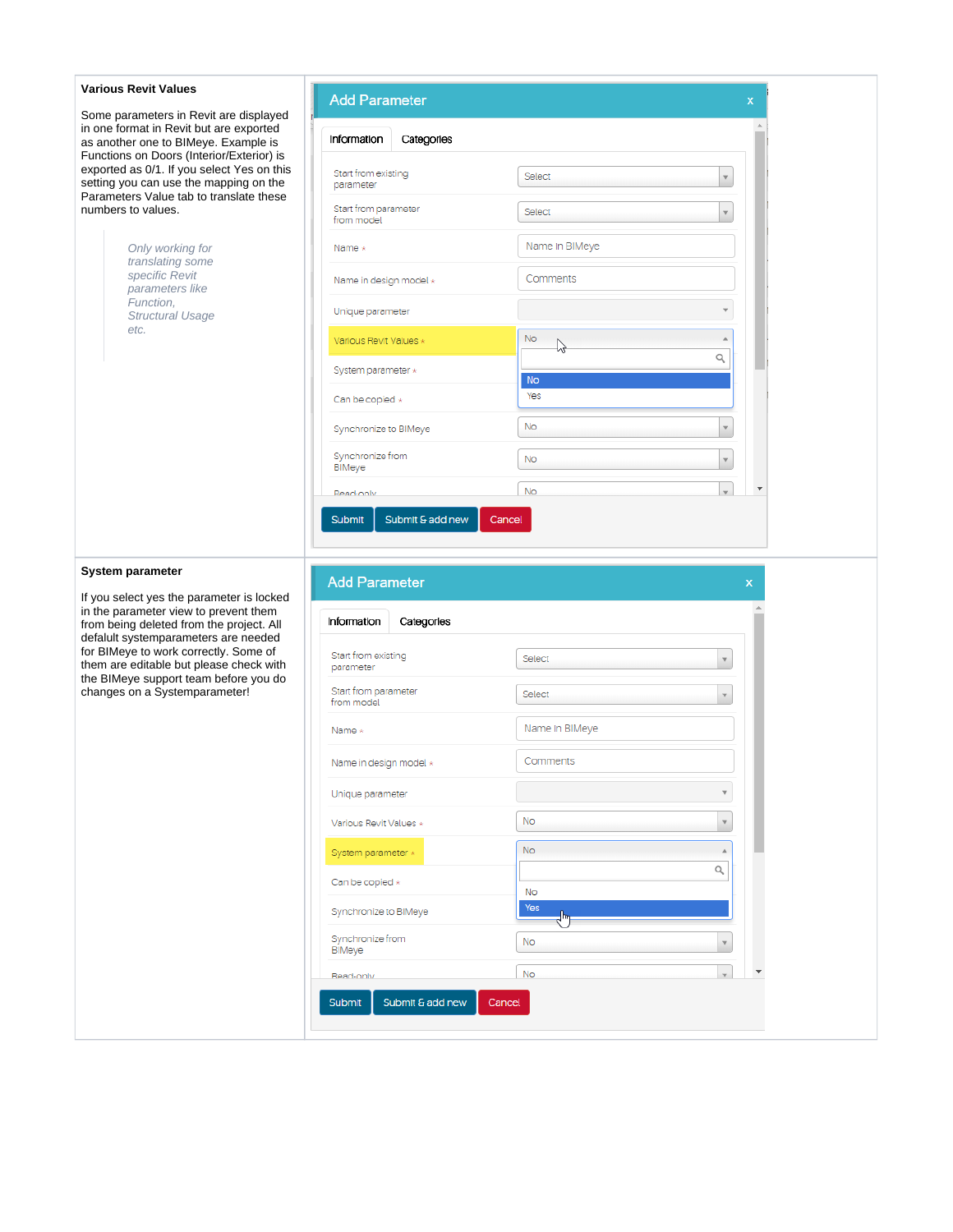**Various Revit Values**

Some parameters in Revit are displayed in one format in Revit but are exported as another one to BIMeye. Example is Functions on Doors (Interior/Exterior) is exported as 0/1. If you select Yes on this setting you can use the mapping on the Parameters Value tab to translate these numbers to values.

> *Only working for translating some specific Revit parameters like Function, Structural Usage etc.*

**System parameter**

If you select yes the parameter is locked in the parameter view to prevent them from being deleted from the project. All defaulit systemparameters are needed for BIMeye to work correctly. Some of them are editable but please check with the BIMeye support team before you do changes on a Systemparameter!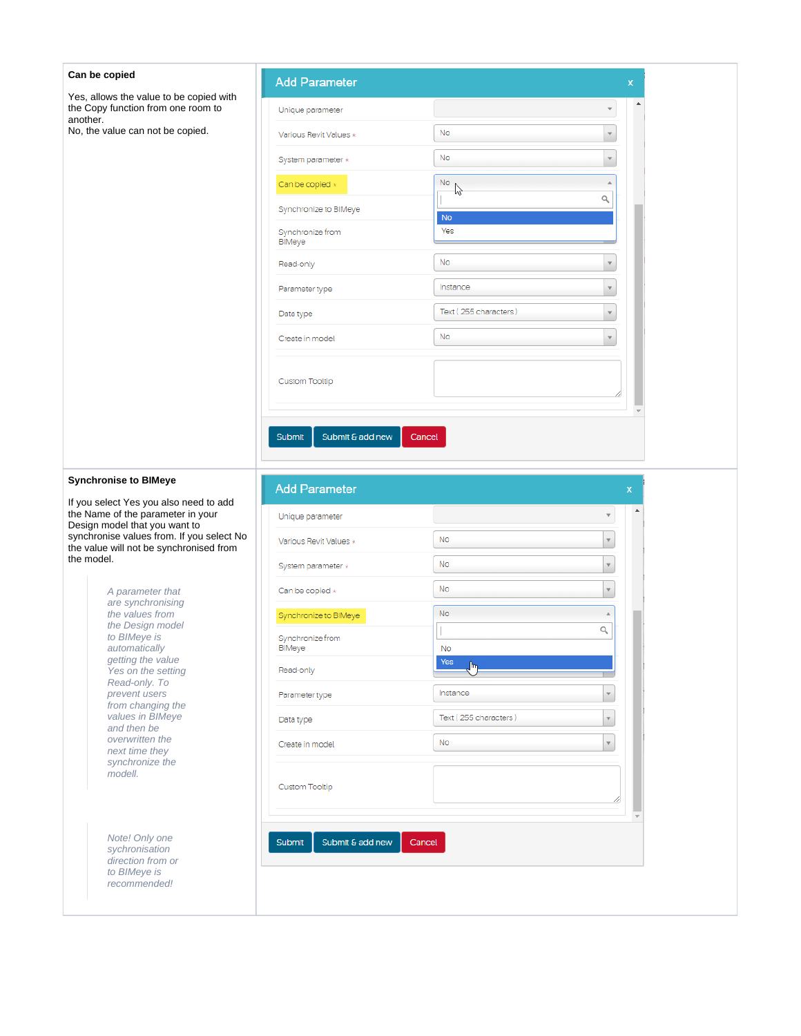| | |
|---|---|
| **Can be copied**<br><br>Yes, allows the value to be copied with the Copy function from one room to another.<br>No, the value can not be copied. | |
| **Synchronise to BIMeye**<br><br>If you select Yes you also need to add the Name of the parameter in your Design model that you want to synchronise values from. If you select No the value will not be synchronised from the model.<br><br>*A parameter that are synchronising the values from the Design model to BIMeye is automatically getting the value Yes on the setting Read-only. To prevent users from changing the values in BIMeye and then be overwritten the next time they synchronize the modell.*<br><br>*Note! Only one sychronisation direction from or to BIMeye is recommended!* | |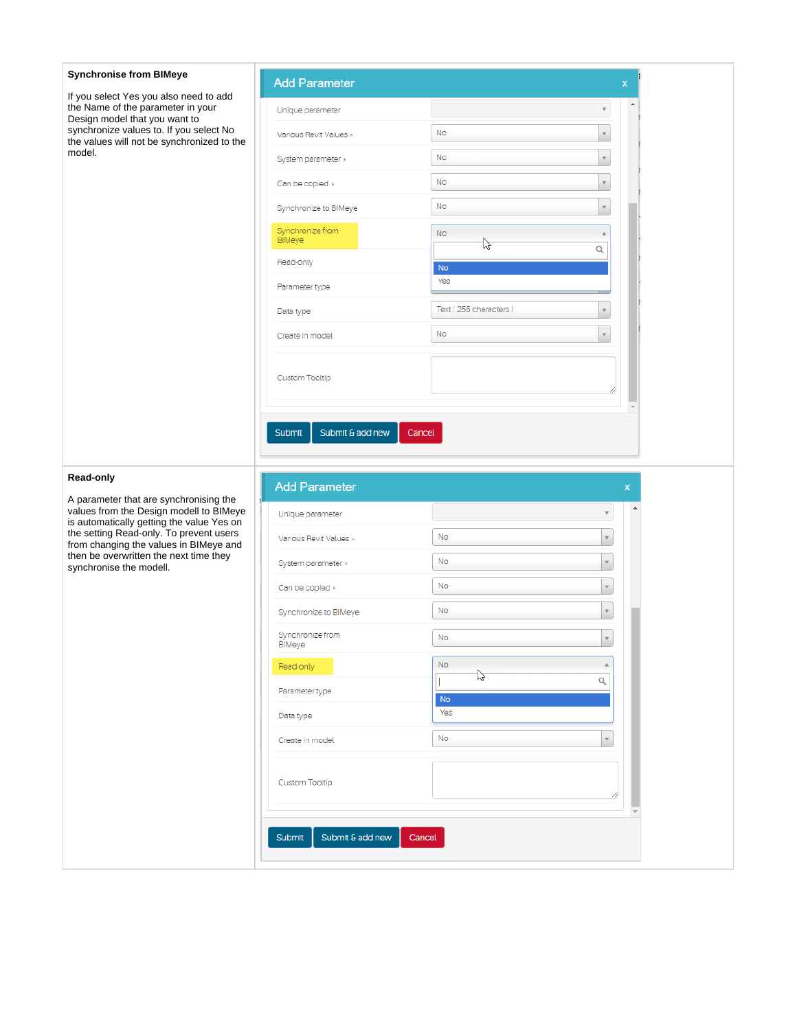| | |
|---|---|
| **Synchronise from BIMeye**<br><br>If you select Yes you also need to add the Name of the parameter in your Design model that you want to synchronize values to. If you select No the values will not be synchronized to the model. | |
| **Read-only**<br><br>A parameter that are synchronising the values from the Design modell to BIMeye is automatically getting the value Yes on the setting Read-only. To prevent users from changing the values in BIMeye and then be overwritten the next time they synchronise the modell. | |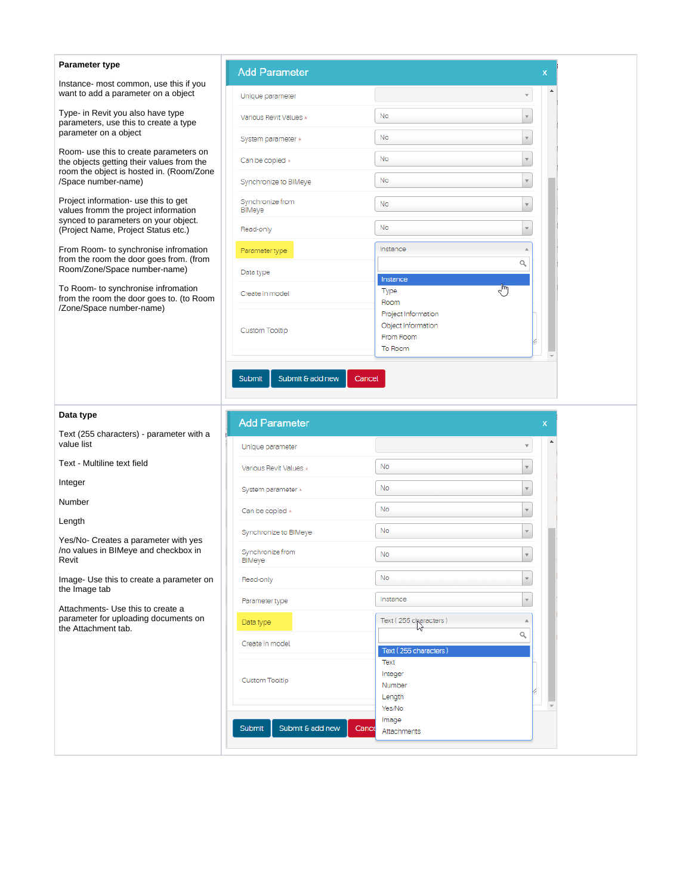**Parameter type**

Instance- most common, use this if you want to add a parameter on a object

Type- in Revit you also have type parameters, use this to create a type parameter on a object

Room- use this to create parameters on the objects getting their values from the room the object is hosted in. (Room/Zone /Space number-name)

Project information- use this to get values fromm the project information synced to parameters on your object. (Project Name, Project Status etc.)

From Room- to synchronise infromation from the room the door goes from. (from Room/Zone/Space number-name)

To Room- to synchronise infromation from the room the door goes to. (to Room /Zone/Space number-name)

**Data type**

Text (255 characters) - parameter with a value list

Text - Multiline text field

Integer

Number

Length

Yes/No- Creates a parameter with yes /no values in BIMeye and checkbox in Revit

Image- Use this to create a parameter on the Image tab

Attachments- Use this to create a parameter for uploading documents on the Attachment tab.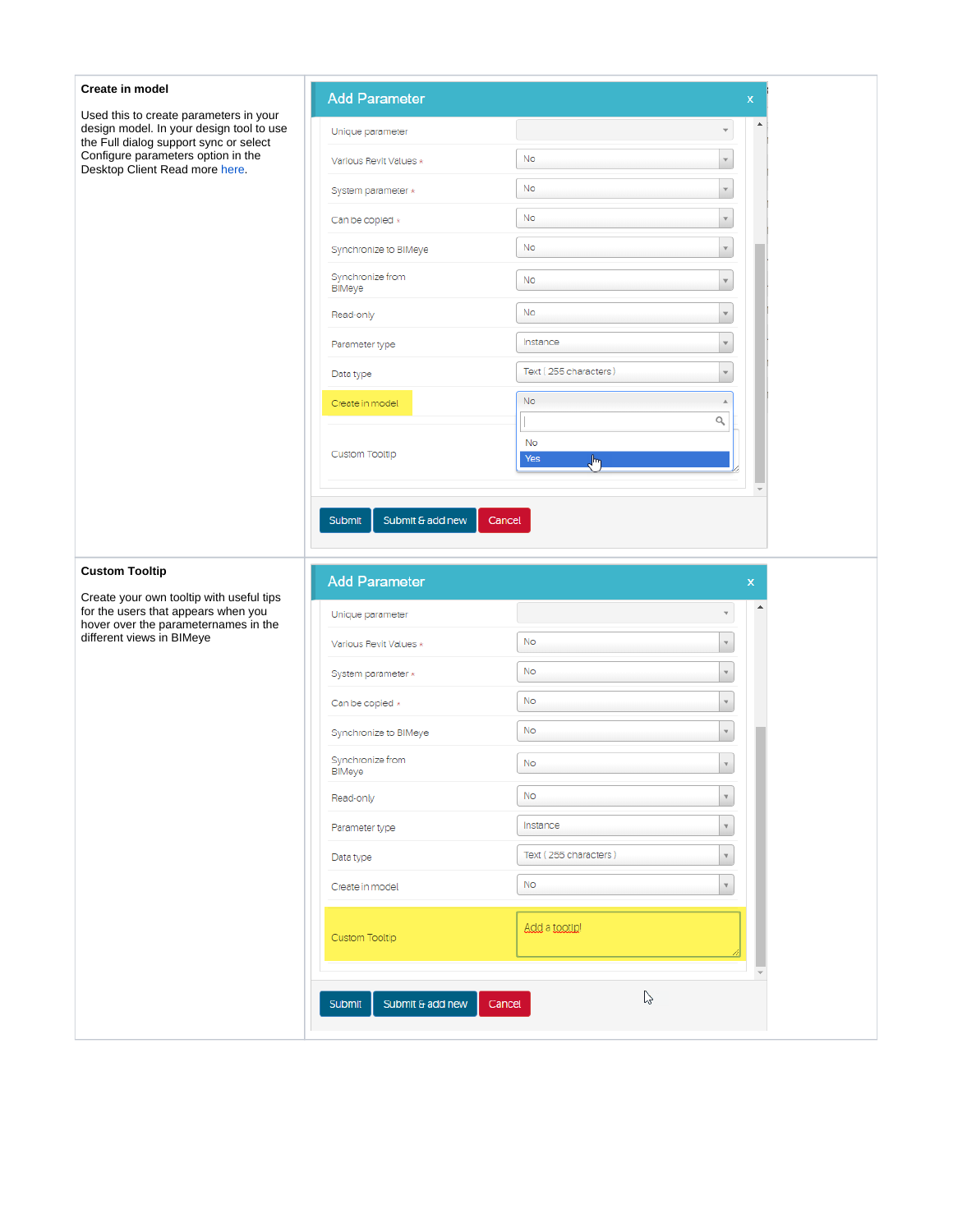| | |
|---|---|
| **Create in model**<br><br>Used this to create parameters in your design model. In your design tool to use the Full dialog support sync or select Configure parameters option in the Desktop Client Read more here. | |
| **Custom Tooltip**<br><br>Create your own tooltip with useful tips for the users that appears when you hover over the parameternames in the different views in BIMeye | |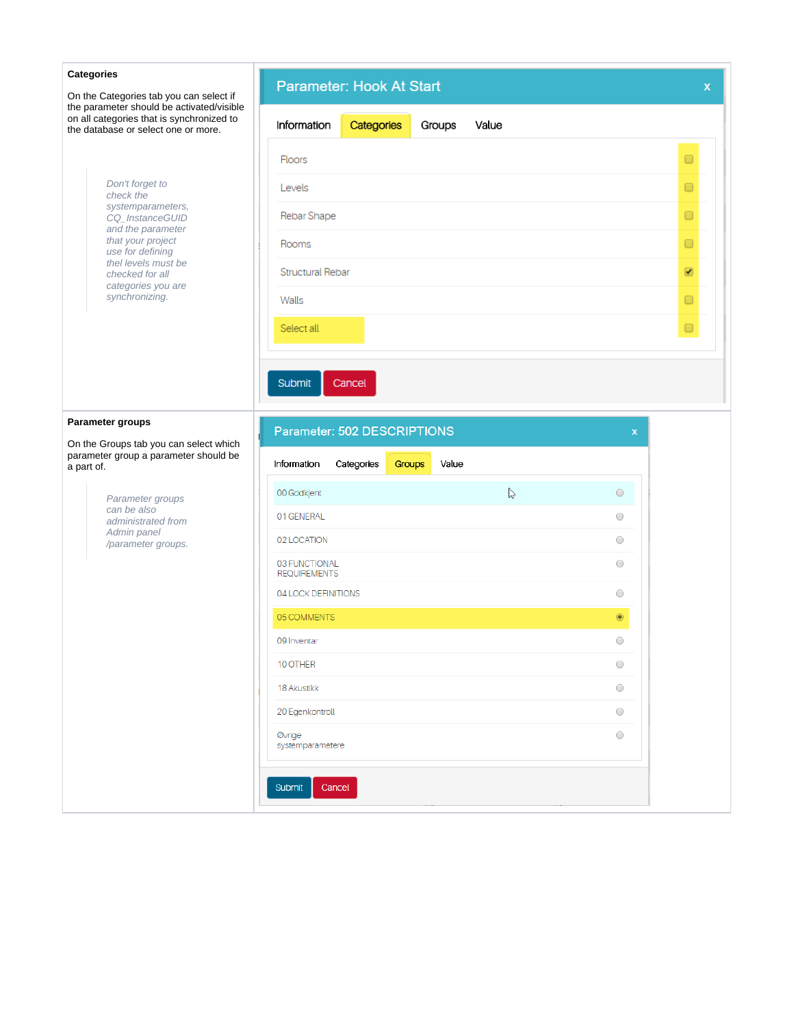**Categories**

On the Categories tab you can select if the parameter should be activated/visible on all categories that is synchronized to the database or select one or more.

> *Don't forget to check the systemparameters, CQ_InstanceGUID and the parameter that your project use for defining thel levels must be checked for all categories you are synchronizing.*

**Parameter groups**

On the Groups tab you can select which parameter group a parameter should be a part of.

> *Parameter groups can be also administrated from Admin panel /parameter groups.*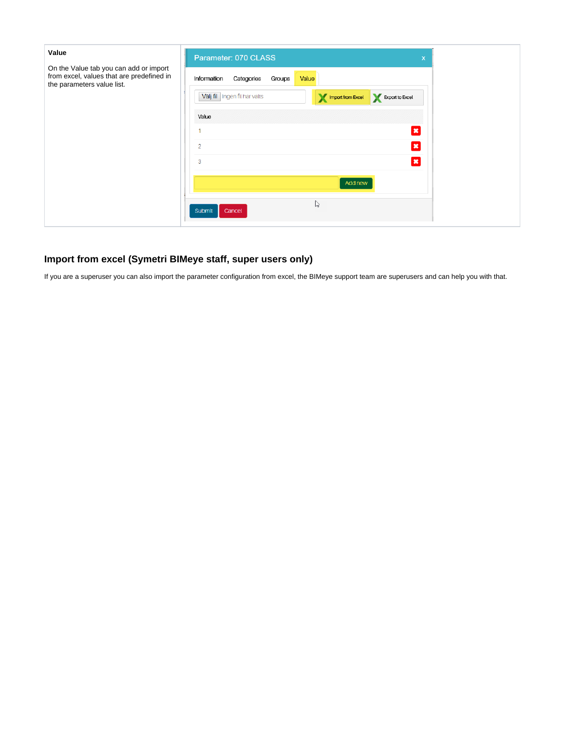| | |
|---|---|
| **Value**<br><br>On the Value tab you can add or import from excel, values that are predefined in the parameters value list. | Parameter: 070 CLASS<br>Information Categories Groups Value<br>Välj fil Ingen fil har valts Import from Excel Export to Excel<br>Value<br>1<br>2<br>3<br>Add new<br>Submit Cancel |

## Import from excel (Symetri BIMeye staff, super users only)

If you are a superuser you can also import the parameter configuration from excel, the BIMeye support team are superusers and can help you with that.